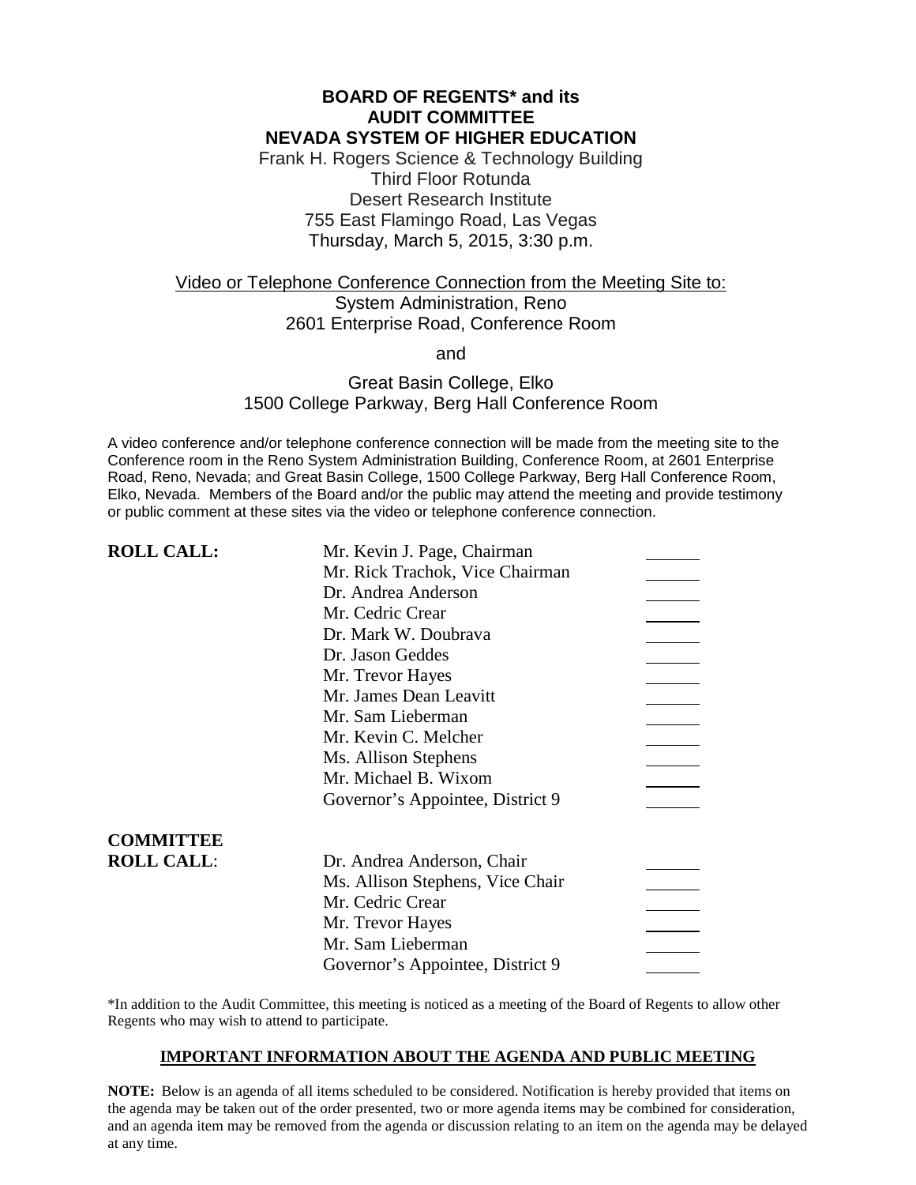# BOARD OF REGENTS* and its AUDIT COMMITTEE NEVADA SYSTEM OF HIGHER EDUCATION

Frank H. Rogers Science & Technology Building
Third Floor Rotunda
Desert Research Institute
755 East Flamingo Road, Las Vegas
Thursday, March 5, 2015, 3:30 p.m.

Video or Telephone Conference Connection from the Meeting Site to:
System Administration, Reno
2601 Enterprise Road, Conference Room

and

Great Basin College, Elko
1500 College Parkway, Berg Hall Conference Room

A video conference and/or telephone conference connection will be made from the meeting site to the Conference room in the Reno System Administration Building, Conference Room, at 2601 Enterprise Road, Reno, Nevada; and Great Basin College, 1500 College Parkway, Berg Hall Conference Room, Elko, Nevada. Members of the Board and/or the public may attend the meeting and provide testimony or public comment at these sites via the video or telephone conference connection.

**ROLL CALL:**

- Mr. Kevin J. Page, Chairman ______
- Mr. Rick Trachok, Vice Chairman ______
- Dr. Andrea Anderson ______
- Mr. Cedric Crear ______
- Dr. Mark W. Doubrava ______
- Dr. Jason Geddes ______
- Mr. Trevor Hayes ______
- Mr. James Dean Leavitt ______
- Mr. Sam Lieberman ______
- Mr. Kevin C. Melcher ______
- Ms. Allison Stephens ______
- Mr. Michael B. Wixom ______
- Governor's Appointee, District 9 ______

**COMMITTEE ROLL CALL:**

- Dr. Andrea Anderson, Chair ______
- Ms. Allison Stephens, Vice Chair ______
- Mr. Cedric Crear ______
- Mr. Trevor Hayes ______
- Mr. Sam Lieberman ______
- Governor's Appointee, District 9 ______

*In addition to the Audit Committee, this meeting is noticed as a meeting of the Board of Regents to allow other Regents who may wish to attend to participate.

## IMPORTANT INFORMATION ABOUT THE AGENDA AND PUBLIC MEETING

**NOTE:** Below is an agenda of all items scheduled to be considered. Notification is hereby provided that items on the agenda may be taken out of the order presented, two or more agenda items may be combined for consideration, and an agenda item may be removed from the agenda or discussion relating to an item on the agenda may be delayed at any time.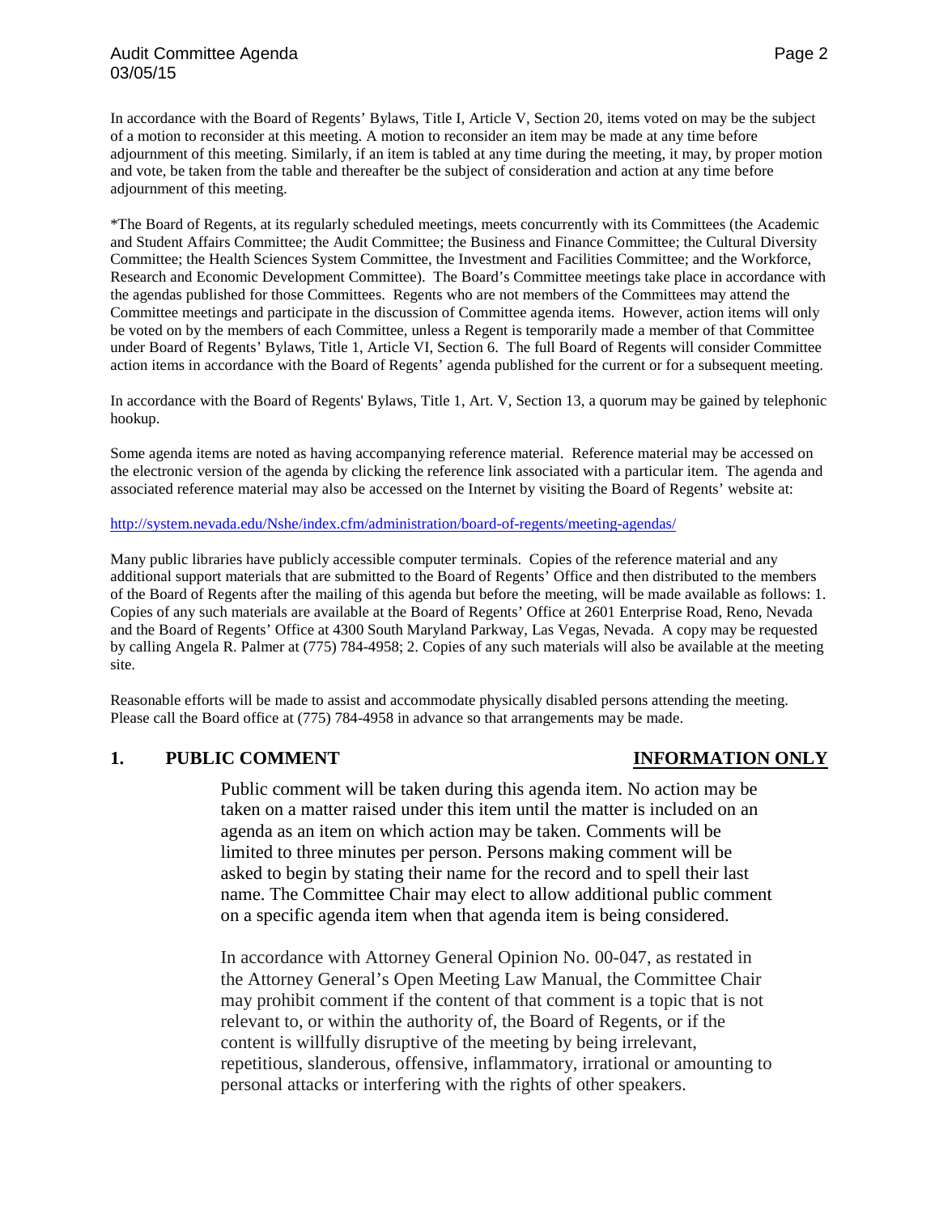In accordance with the Board of Regents' Bylaws, Title I, Article V, Section 20, items voted on may be the subject of a motion to reconsider at this meeting. A motion to reconsider an item may be made at any time before adjournment of this meeting. Similarly, if an item is tabled at any time during the meeting, it may, by proper motion and vote, be taken from the table and thereafter be the subject of consideration and action at any time before adjournment of this meeting.

*The Board of Regents, at its regularly scheduled meetings, meets concurrently with its Committees (the Academic and Student Affairs Committee; the Audit Committee; the Business and Finance Committee; the Cultural Diversity Committee; the Health Sciences System Committee, the Investment and Facilities Committee; and the Workforce, Research and Economic Development Committee). The Board's Committee meetings take place in accordance with the agendas published for those Committees. Regents who are not members of the Committees may attend the Committee meetings and participate in the discussion of Committee agenda items. However, action items will only be voted on by the members of each Committee, unless a Regent is temporarily made a member of that Committee under Board of Regents' Bylaws, Title 1, Article VI, Section 6. The full Board of Regents will consider Committee action items in accordance with the Board of Regents' agenda published for the current or for a subsequent meeting.

In accordance with the Board of Regents' Bylaws, Title 1, Art. V, Section 13, a quorum may be gained by telephonic hookup.

Some agenda items are noted as having accompanying reference material. Reference material may be accessed on the electronic version of the agenda by clicking the reference link associated with a particular item. The agenda and associated reference material may also be accessed on the Internet by visiting the Board of Regents' website at:

http://system.nevada.edu/Nshe/index.cfm/administration/board-of-regents/meeting-agendas/

Many public libraries have publicly accessible computer terminals. Copies of the reference material and any additional support materials that are submitted to the Board of Regents' Office and then distributed to the members of the Board of Regents after the mailing of this agenda but before the meeting, will be made available as follows: 1. Copies of any such materials are available at the Board of Regents' Office at 2601 Enterprise Road, Reno, Nevada and the Board of Regents' Office at 4300 South Maryland Parkway, Las Vegas, Nevada. A copy may be requested by calling Angela R. Palmer at (775) 784-4958; 2. Copies of any such materials will also be available at the meeting site.

Reasonable efforts will be made to assist and accommodate physically disabled persons attending the meeting. Please call the Board office at (775) 784-4958 in advance so that arrangements may be made.

## 1. PUBLIC COMMENT — INFORMATION ONLY

Public comment will be taken during this agenda item. No action may be taken on a matter raised under this item until the matter is included on an agenda as an item on which action may be taken. Comments will be limited to three minutes per person. Persons making comment will be asked to begin by stating their name for the record and to spell their last name. The Committee Chair may elect to allow additional public comment on a specific agenda item when that agenda item is being considered.

In accordance with Attorney General Opinion No. 00-047, as restated in the Attorney General's Open Meeting Law Manual, the Committee Chair may prohibit comment if the content of that comment is a topic that is not relevant to, or within the authority of, the Board of Regents, or if the content is willfully disruptive of the meeting by being irrelevant, repetitious, slanderous, offensive, inflammatory, irrational or amounting to personal attacks or interfering with the rights of other speakers.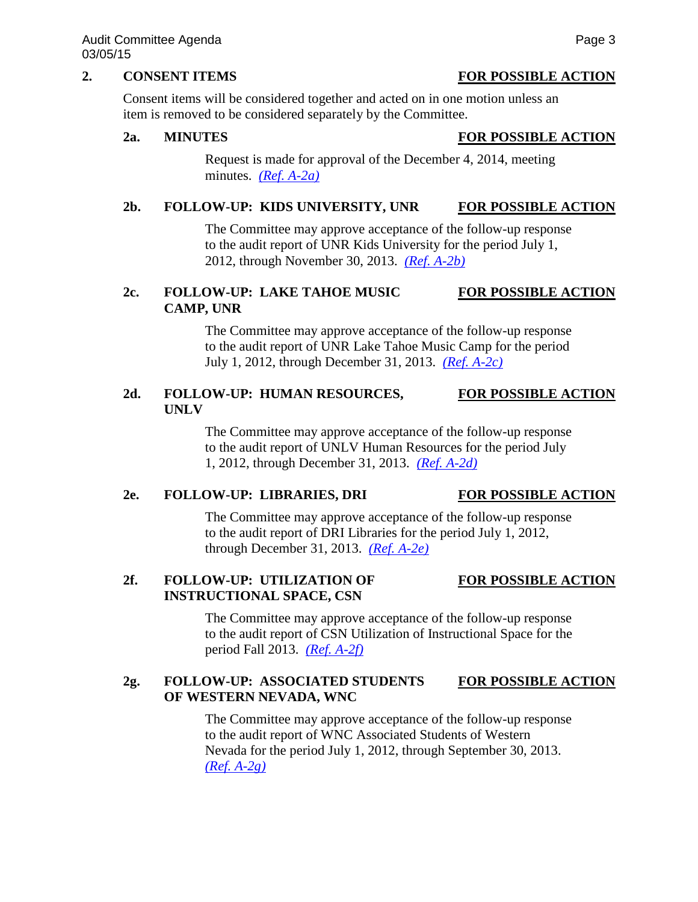## 2. CONSENT ITEMS — FOR POSSIBLE ACTION

Consent items will be considered together and acted on in one motion unless an item is removed to be considered separately by the Committee.

### 2a. MINUTES — FOR POSSIBLE ACTION

Request is made for approval of the December 4, 2014, meeting minutes. *(Ref. A-2a)*

### 2b. FOLLOW-UP: KIDS UNIVERSITY, UNR — FOR POSSIBLE ACTION

The Committee may approve acceptance of the follow-up response to the audit report of UNR Kids University for the period July 1, 2012, through November 30, 2013. *(Ref. A-2b)*

### 2c. FOLLOW-UP: LAKE TAHOE MUSIC CAMP, UNR — FOR POSSIBLE ACTION

The Committee may approve acceptance of the follow-up response to the audit report of UNR Lake Tahoe Music Camp for the period July 1, 2012, through December 31, 2013. *(Ref. A-2c)*

### 2d. FOLLOW-UP: HUMAN RESOURCES, UNLV — FOR POSSIBLE ACTION

The Committee may approve acceptance of the follow-up response to the audit report of UNLV Human Resources for the period July 1, 2012, through December 31, 2013. *(Ref. A-2d)*

### 2e. FOLLOW-UP: LIBRARIES, DRI — FOR POSSIBLE ACTION

The Committee may approve acceptance of the follow-up response to the audit report of DRI Libraries for the period July 1, 2012, through December 31, 2013. *(Ref. A-2e)*

### 2f. FOLLOW-UP: UTILIZATION OF INSTRUCTIONAL SPACE, CSN — FOR POSSIBLE ACTION

The Committee may approve acceptance of the follow-up response to the audit report of CSN Utilization of Instructional Space for the period Fall 2013. *(Ref. A-2f)*

### 2g. FOLLOW-UP: ASSOCIATED STUDENTS OF WESTERN NEVADA, WNC — FOR POSSIBLE ACTION

The Committee may approve acceptance of the follow-up response to the audit report of WNC Associated Students of Western Nevada for the period July 1, 2012, through September 30, 2013. *(Ref. A-2g)*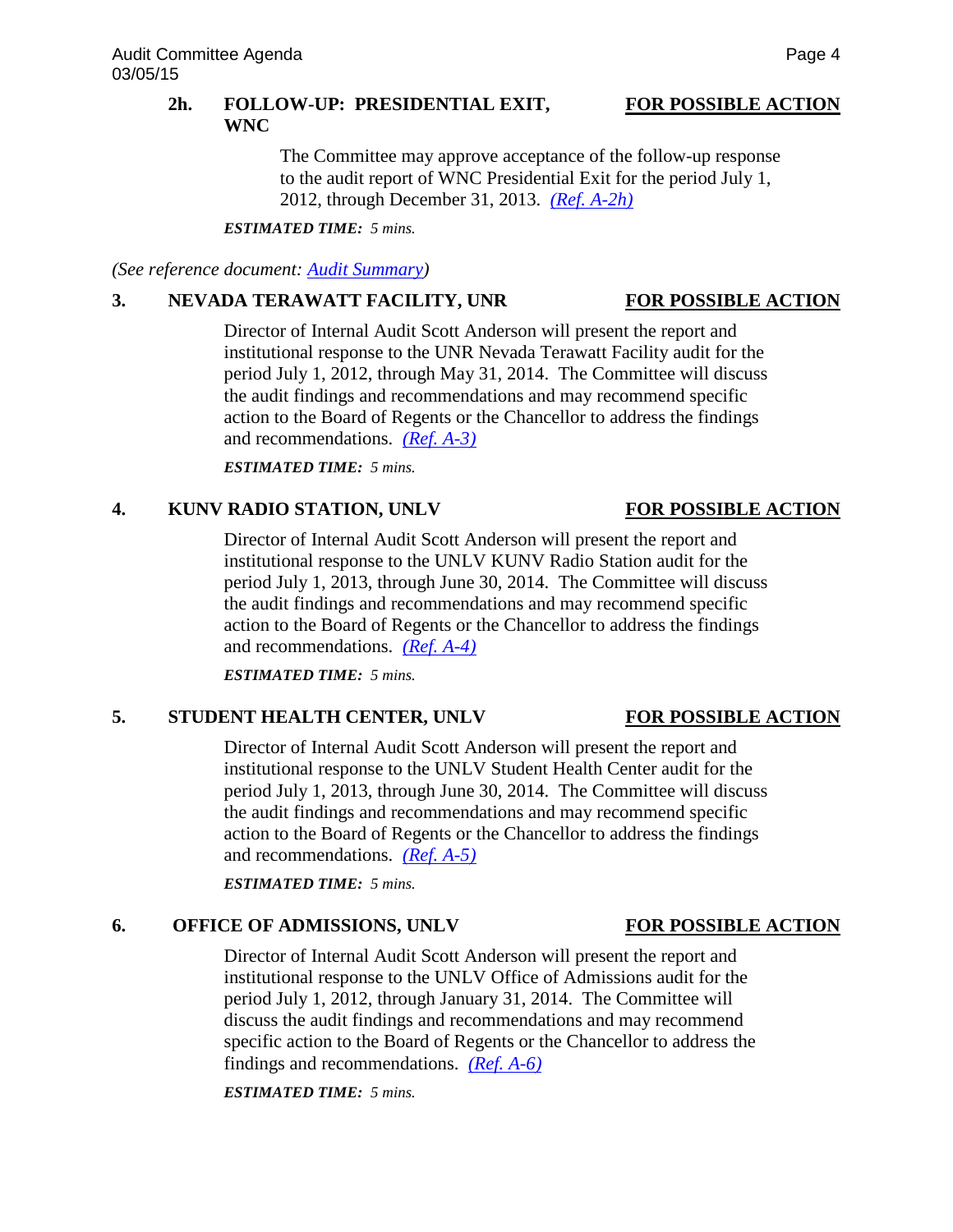**2h. FOLLOW-UP: PRESIDENTIAL EXIT, WNC** — **FOR POSSIBLE ACTION**

The Committee may approve acceptance of the follow-up response to the audit report of WNC Presidential Exit for the period July 1, 2012, through December 31, 2013. *(Ref. A-2h)*

***ESTIMATED TIME:*** *5 mins.*

*(See reference document: Audit Summary)*

**3. NEVADA TERAWATT FACILITY, UNR** — **FOR POSSIBLE ACTION**

Director of Internal Audit Scott Anderson will present the report and institutional response to the UNR Nevada Terawatt Facility audit for the period July 1, 2012, through May 31, 2014. The Committee will discuss the audit findings and recommendations and may recommend specific action to the Board of Regents or the Chancellor to address the findings and recommendations. *(Ref. A-3)*

***ESTIMATED TIME:*** *5 mins.*

**4. KUNV RADIO STATION, UNLV** — **FOR POSSIBLE ACTION**

Director of Internal Audit Scott Anderson will present the report and institutional response to the UNLV KUNV Radio Station audit for the period July 1, 2013, through June 30, 2014. The Committee will discuss the audit findings and recommendations and may recommend specific action to the Board of Regents or the Chancellor to address the findings and recommendations. *(Ref. A-4)*

***ESTIMATED TIME:*** *5 mins.*

**5. STUDENT HEALTH CENTER, UNLV** — **FOR POSSIBLE ACTION**

Director of Internal Audit Scott Anderson will present the report and institutional response to the UNLV Student Health Center audit for the period July 1, 2013, through June 30, 2014. The Committee will discuss the audit findings and recommendations and may recommend specific action to the Board of Regents or the Chancellor to address the findings and recommendations. *(Ref. A-5)*

***ESTIMATED TIME:*** *5 mins.*

**6. OFFICE OF ADMISSIONS, UNLV** — **FOR POSSIBLE ACTION**

Director of Internal Audit Scott Anderson will present the report and institutional response to the UNLV Office of Admissions audit for the period July 1, 2012, through January 31, 2014. The Committee will discuss the audit findings and recommendations and may recommend specific action to the Board of Regents or the Chancellor to address the findings and recommendations. *(Ref. A-6)*

***ESTIMATED TIME:*** *5 mins.*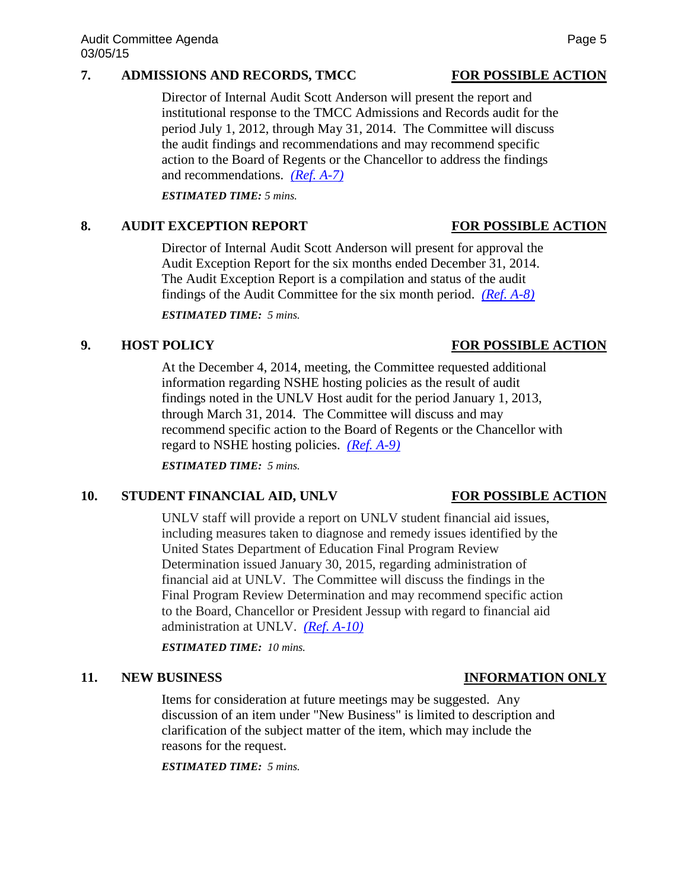## 7. ADMISSIONS AND RECORDS, TMCC — FOR POSSIBLE ACTION

Director of Internal Audit Scott Anderson will present the report and institutional response to the TMCC Admissions and Records audit for the period July 1, 2012, through May 31, 2014. The Committee will discuss the audit findings and recommendations and may recommend specific action to the Board of Regents or the Chancellor to address the findings and recommendations. *(Ref. A-7)*

***ESTIMATED TIME:*** *5 mins.*

## 8. AUDIT EXCEPTION REPORT — FOR POSSIBLE ACTION

Director of Internal Audit Scott Anderson will present for approval the Audit Exception Report for the six months ended December 31, 2014. The Audit Exception Report is a compilation and status of the audit findings of the Audit Committee for the six month period. *(Ref. A-8)*

***ESTIMATED TIME:*** *5 mins.*

## 9. HOST POLICY — FOR POSSIBLE ACTION

At the December 4, 2014, meeting, the Committee requested additional information regarding NSHE hosting policies as the result of audit findings noted in the UNLV Host audit for the period January 1, 2013, through March 31, 2014. The Committee will discuss and may recommend specific action to the Board of Regents or the Chancellor with regard to NSHE hosting policies. *(Ref. A-9)*

***ESTIMATED TIME:*** *5 mins.*

## 10. STUDENT FINANCIAL AID, UNLV — FOR POSSIBLE ACTION

UNLV staff will provide a report on UNLV student financial aid issues, including measures taken to diagnose and remedy issues identified by the United States Department of Education Final Program Review Determination issued January 30, 2015, regarding administration of financial aid at UNLV. The Committee will discuss the findings in the Final Program Review Determination and may recommend specific action to the Board, Chancellor or President Jessup with regard to financial aid administration at UNLV. *(Ref. A-10)*

***ESTIMATED TIME:*** *10 mins.*

## 11. NEW BUSINESS — INFORMATION ONLY

Items for consideration at future meetings may be suggested. Any discussion of an item under "New Business" is limited to description and clarification of the subject matter of the item, which may include the reasons for the request.

***ESTIMATED TIME:*** *5 mins.*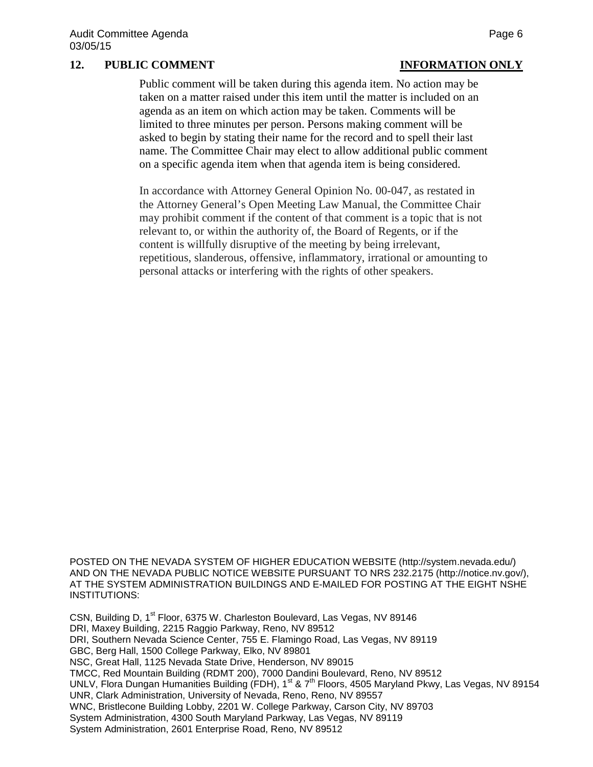## 12. PUBLIC COMMENT **INFORMATION ONLY**

Public comment will be taken during this agenda item. No action may be taken on a matter raised under this item until the matter is included on an agenda as an item on which action may be taken. Comments will be limited to three minutes per person. Persons making comment will be asked to begin by stating their name for the record and to spell their last name. The Committee Chair may elect to allow additional public comment on a specific agenda item when that agenda item is being considered.

In accordance with Attorney General Opinion No. 00-047, as restated in the Attorney General's Open Meeting Law Manual, the Committee Chair may prohibit comment if the content of that comment is a topic that is not relevant to, or within the authority of, the Board of Regents, or if the content is willfully disruptive of the meeting by being irrelevant, repetitious, slanderous, offensive, inflammatory, irrational or amounting to personal attacks or interfering with the rights of other speakers.

POSTED ON THE NEVADA SYSTEM OF HIGHER EDUCATION WEBSITE (http://system.nevada.edu/) AND ON THE NEVADA PUBLIC NOTICE WEBSITE PURSUANT TO NRS 232.2175 (http://notice.nv.gov/), AT THE SYSTEM ADMINISTRATION BUILDINGS AND E-MAILED FOR POSTING AT THE EIGHT NSHE INSTITUTIONS:

CSN, Building D, 1st Floor, 6375 W. Charleston Boulevard, Las Vegas, NV 89146
DRI, Maxey Building, 2215 Raggio Parkway, Reno, NV 89512
DRI, Southern Nevada Science Center, 755 E. Flamingo Road, Las Vegas, NV 89119
GBC, Berg Hall, 1500 College Parkway, Elko, NV 89801
NSC, Great Hall, 1125 Nevada State Drive, Henderson, NV 89015
TMCC, Red Mountain Building (RDMT 200), 7000 Dandini Boulevard, Reno, NV 89512
UNLV, Flora Dungan Humanities Building (FDH), 1st & 7th Floors, 4505 Maryland Pkwy, Las Vegas, NV 89154
UNR, Clark Administration, University of Nevada, Reno, Reno, NV 89557
WNC, Bristlecone Building Lobby, 2201 W. College Parkway, Carson City, NV 89703
System Administration, 4300 South Maryland Parkway, Las Vegas, NV 89119
System Administration, 2601 Enterprise Road, Reno, NV 89512